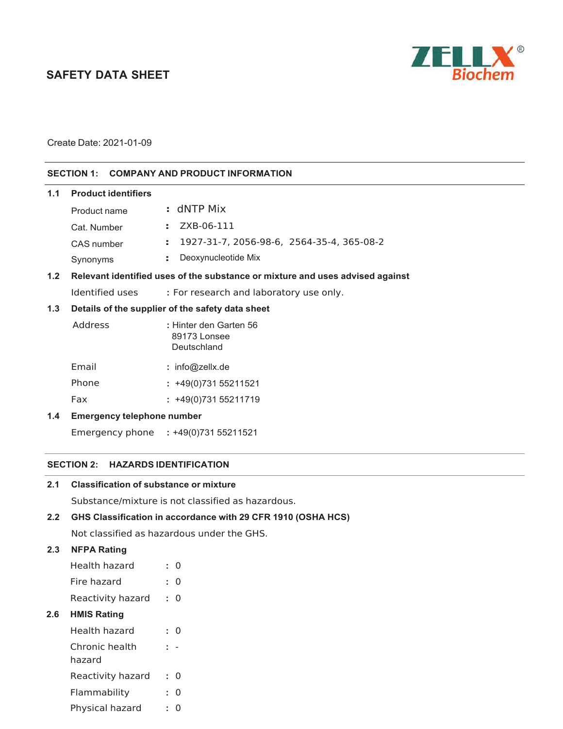# SAFETY DATA SHEET

ZELLX® Biochem

Create Date: 2021-01-09

## SECTION 1: COMPANY AND PRODUCT INFORMATION

### 1.1 Product identifiers

Product name : dNTP Mix

Cat. Number : ZXB-06-111

CAS number : 1927-31-7, 2056-98-6, 2564-35-4, 365-08-2

Synonyms : Deoxynucleotide Mix

### 1.2 Relevant identified uses of the substance or mixture and uses advised against

Identified uses : For research and laboratory use only.

### 1.3 Details of the supplier of the safety data sheet

Address : Hinter den Garten 56
89173 Lonsee
Deutschland

Email : info@zellx.de

Phone : +49(0)731 55211521

Fax : +49(0)731 55211719

### 1.4 Emergency telephone number

Emergency phone : +49(0)731 55211521

## SECTION 2: HAZARDS IDENTIFICATION

### 2.1 Classification of substance or mixture

Substance/mixture is not classified as hazardous.

### 2.2 GHS Classification in accordance with 29 CFR 1910 (OSHA HCS)

Not classified as hazardous under the GHS.

### 2.3 NFPA Rating

Health hazard : 0

Fire hazard : 0

Reactivity hazard : 0

### 2.6 HMIS Rating

Health hazard : 0

Chronic health hazard : -

Reactivity hazard : 0

Flammability : 0

Physical hazard : 0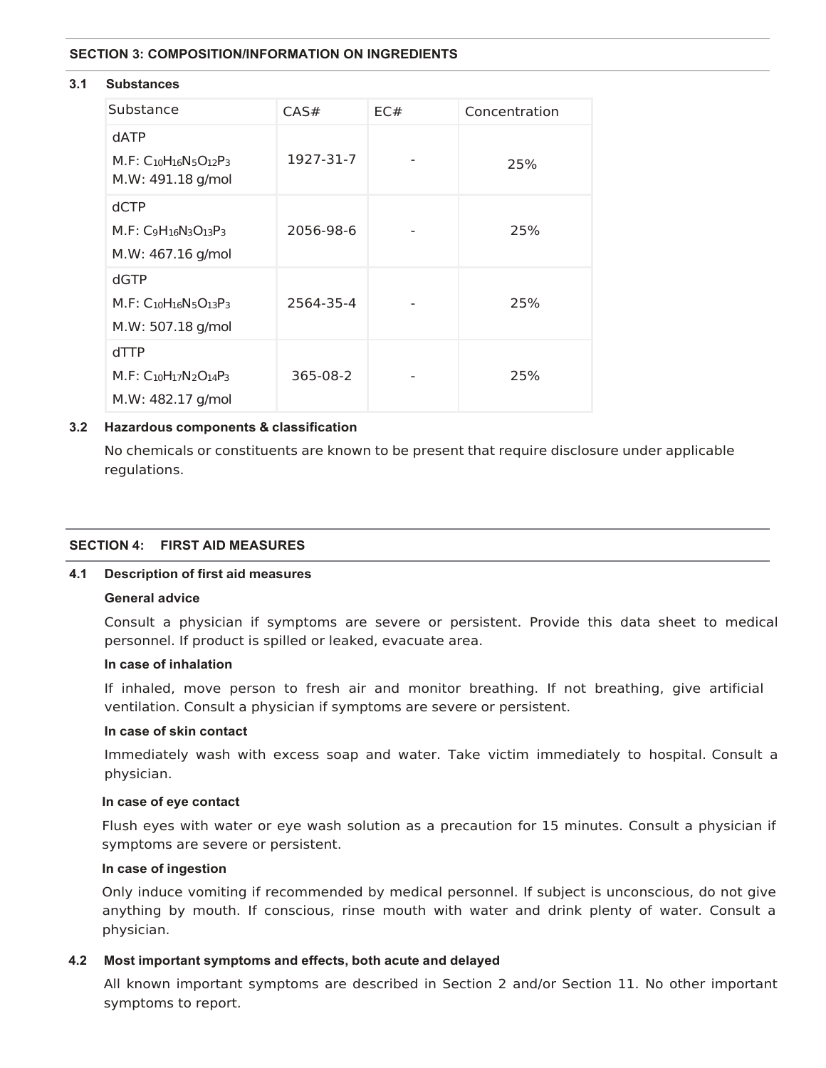## SECTION 3: COMPOSITION/INFORMATION ON INGREDIENTS

### 3.1 Substances

| Substance | CAS# | EC# | Concentration |
|---|---|---|---|
| dATP<br>M.F: $C_{10}H_{16}N_5O_{12}P_3$<br>M.W: 491.18 g/mol | 1927-31-7 | - | 25% |
| dCTP<br>M.F: $C_9H_{16}N_3O_{13}P_3$<br>M.W: 467.16 g/mol | 2056-98-6 | - | 25% |
| dGTP<br>M.F: $C_{10}H_{16}N_5O_{13}P_3$<br>M.W: 507.18 g/mol | 2564-35-4 | - | 25% |
| dTTP<br>M.F: $C_{10}H_{17}N_2O_{14}P_3$<br>M.W: 482.17 g/mol | 365-08-2 | - | 25% |

### 3.2 Hazardous components & classification

No chemicals or constituents are known to be present that require disclosure under applicable regulations.

## SECTION 4: FIRST AID MEASURES

### 4.1 Description of first aid measures

**General advice**

Consult a physician if symptoms are severe or persistent. Provide this data sheet to medical personnel. If product is spilled or leaked, evacuate area.

**In case of inhalation**

If inhaled, move person to fresh air and monitor breathing. If not breathing, give artificial ventilation. Consult a physician if symptoms are severe or persistent.

**In case of skin contact**

Immediately wash with excess soap and water. Take victim immediately to hospital. Consult a physician.

**In case of eye contact**

Flush eyes with water or eye wash solution as a precaution for 15 minutes. Consult a physician if symptoms are severe or persistent.

**In case of ingestion**

Only induce vomiting if recommended by medical personnel. If subject is unconscious, do not give anything by mouth. If conscious, rinse mouth with water and drink plenty of water. Consult a physician.

### 4.2 Most important symptoms and effects, both acute and delayed

All known important symptoms are described in Section 2 and/or Section 11. No other important symptoms to report.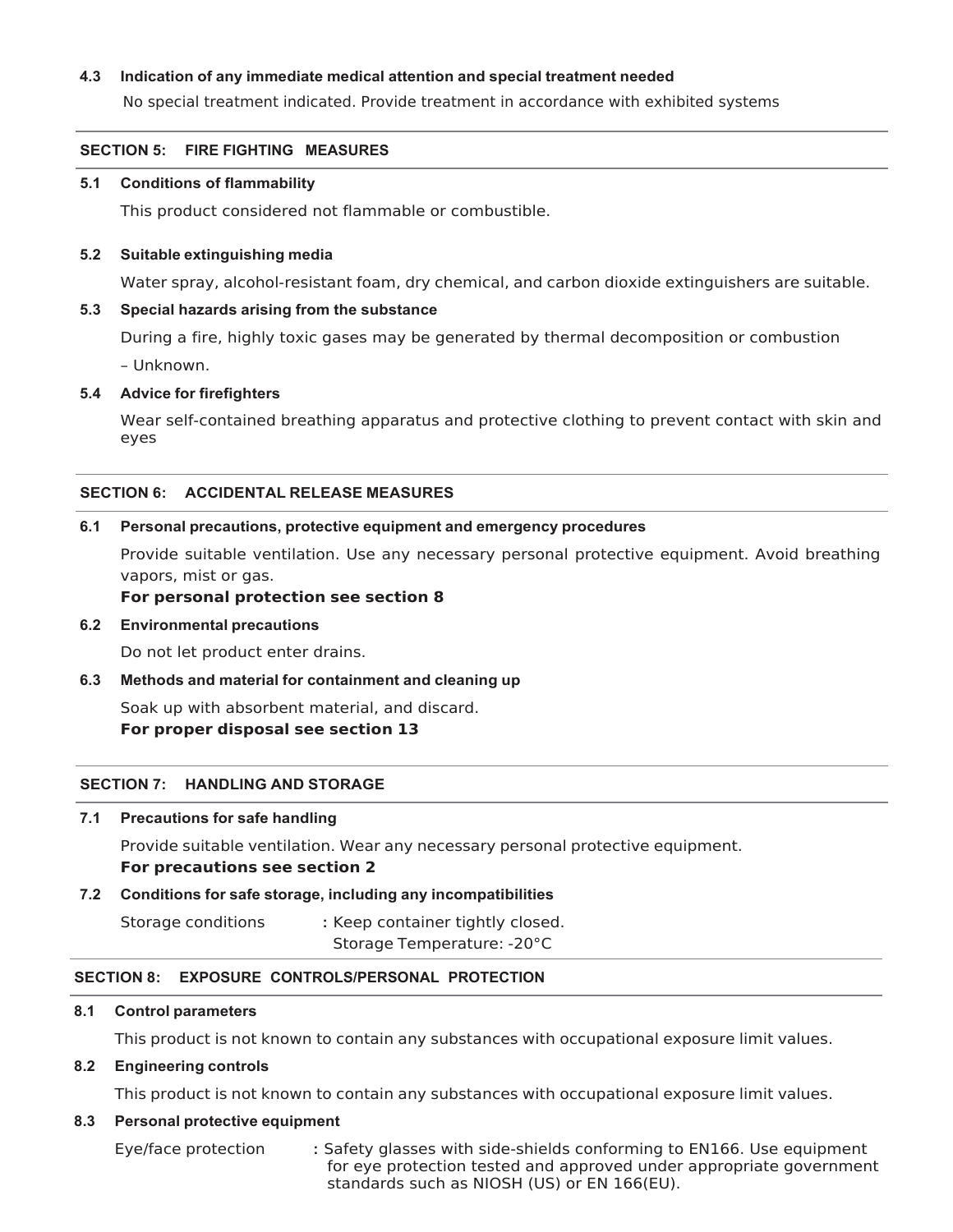### 4.3 Indication of any immediate medical attention and special treatment needed

No special treatment indicated. Provide treatment in accordance with exhibited systems

## SECTION 5: FIRE FIGHTING MEASURES

### 5.1 Conditions of flammability

This product considered not flammable or combustible.

### 5.2 Suitable extinguishing media

Water spray, alcohol-resistant foam, dry chemical, and carbon dioxide extinguishers are suitable.

### 5.3 Special hazards arising from the substance

During a fire, highly toxic gases may be generated by thermal decomposition or combustion

– Unknown.

### 5.4 Advice for firefighters

Wear self-contained breathing apparatus and protective clothing to prevent contact with skin and eyes

## SECTION 6: ACCIDENTAL RELEASE MEASURES

### 6.1 Personal precautions, protective equipment and emergency procedures

Provide suitable ventilation. Use any necessary personal protective equipment. Avoid breathing vapors, mist or gas.

**For personal protection see section 8**

### 6.2 Environmental precautions

Do not let product enter drains.

### 6.3 Methods and material for containment and cleaning up

Soak up with absorbent material, and discard.

**For proper disposal see section 13**

## SECTION 7: HANDLING AND STORAGE

### 7.1 Precautions for safe handling

Provide suitable ventilation. Wear any necessary personal protective equipment.

**For precautions see section 2**

### 7.2 Conditions for safe storage, including any incompatibilities

Storage conditions : Keep container tightly closed.
Storage Temperature: -20°C

## SECTION 8: EXPOSURE CONTROLS/PERSONAL PROTECTION

### 8.1 Control parameters

This product is not known to contain any substances with occupational exposure limit values.

### 8.2 Engineering controls

This product is not known to contain any substances with occupational exposure limit values.

### 8.3 Personal protective equipment

Eye/face protection : Safety glasses with side-shields conforming to EN166. Use equipment for eye protection tested and approved under appropriate government standards such as NIOSH (US) or EN 166(EU).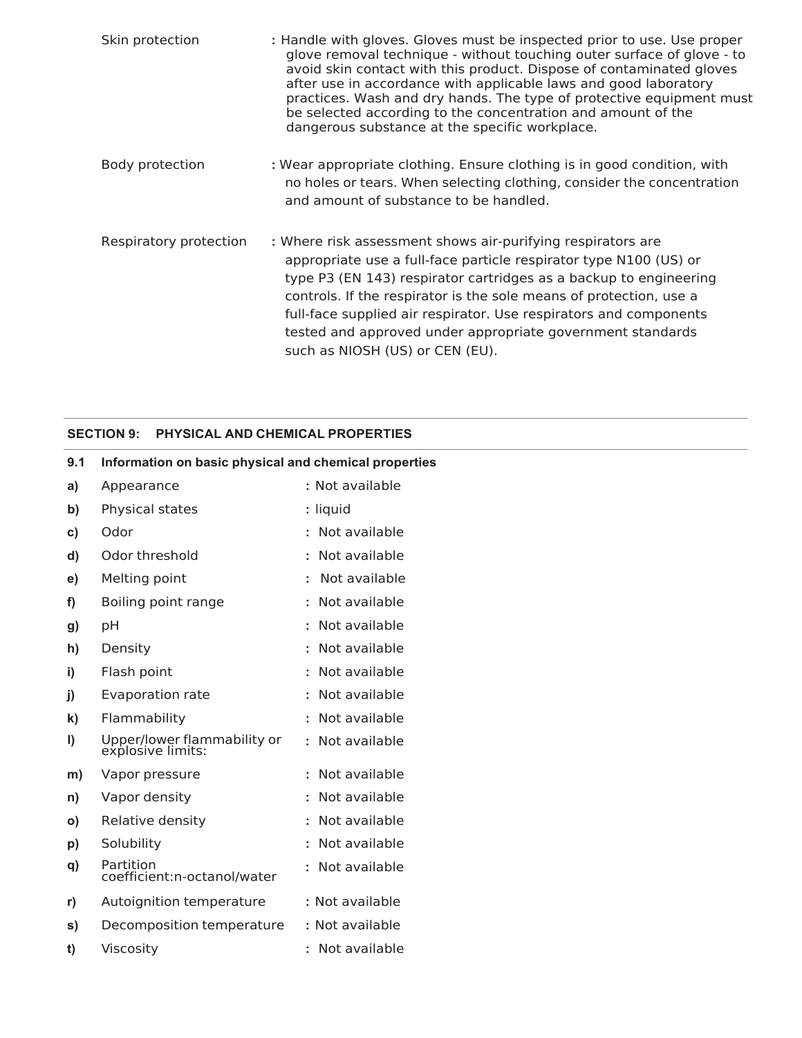Skin protection : Handle with gloves. Gloves must be inspected prior to use. Use proper glove removal technique - without touching outer surface of glove - to avoid skin contact with this product. Dispose of contaminated gloves after use in accordance with applicable laws and good laboratory practices. Wash and dry hands. The type of protective equipment must be selected according to the concentration and amount of the dangerous substance at the specific workplace.

Body protection : Wear appropriate clothing. Ensure clothing is in good condition, with no holes or tears. When selecting clothing, consider the concentration and amount of substance to be handled.

Respiratory protection : Where risk assessment shows air-purifying respirators are appropriate use a full-face particle respirator type N100 (US) or type P3 (EN 143) respirator cartridges as a backup to engineering controls. If the respirator is the sole means of protection, use a full-face supplied air respirator. Use respirators and components tested and approved under appropriate government standards such as NIOSH (US) or CEN (EU).

## SECTION 9: PHYSICAL AND CHEMICAL PROPERTIES

### 9.1 Information on basic physical and chemical properties

| | | |
|---|---|---|
| a) | Appearance | : Not available |
| b) | Physical states | : liquid |
| c) | Odor | : Not available |
| d) | Odor threshold | : Not available |
| e) | Melting point | : Not available |
| f) | Boiling point range | : Not available |
| g) | pH | : Not available |
| h) | Density | : Not available |
| i) | Flash point | : Not available |
| j) | Evaporation rate | : Not available |
| k) | Flammability | : Not available |
| l) | Upper/lower flammability or explosive limits: | : Not available |
| m) | Vapor pressure | : Not available |
| n) | Vapor density | : Not available |
| o) | Relative density | : Not available |
| p) | Solubility | : Not available |
| q) | Partition coefficient:n-octanol/water | : Not available |
| r) | Autoignition temperature | : Not available |
| s) | Decomposition temperature | : Not available |
| t) | Viscosity | : Not available |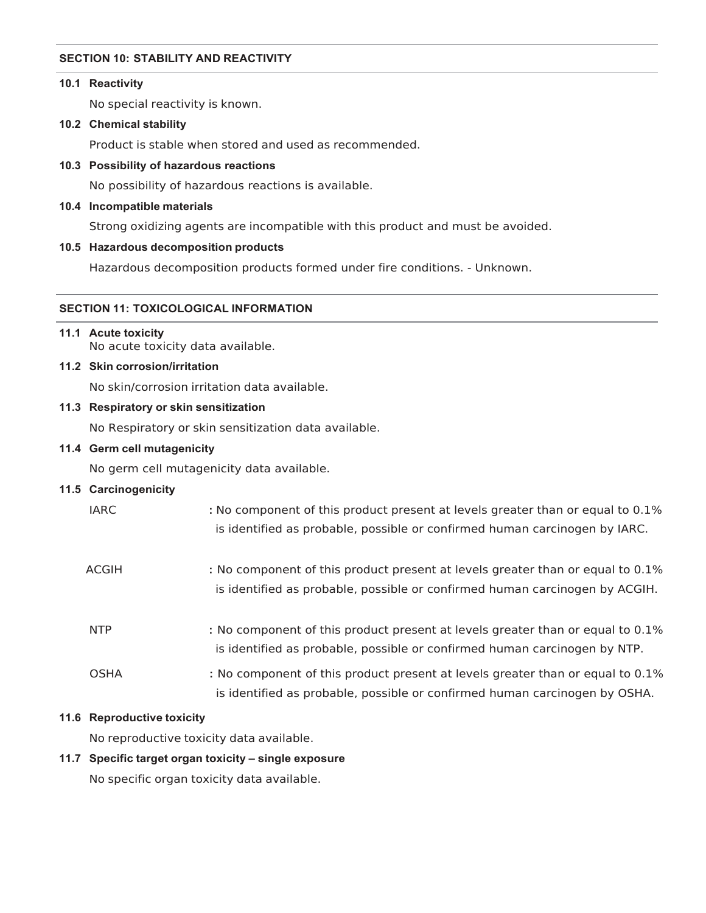## SECTION 10: STABILITY AND REACTIVITY

**10.1 Reactivity**

No special reactivity is known.

**10.2 Chemical stability**

Product is stable when stored and used as recommended.

**10.3 Possibility of hazardous reactions**

No possibility of hazardous reactions is available.

**10.4 Incompatible materials**

Strong oxidizing agents are incompatible with this product and must be avoided.

**10.5 Hazardous decomposition products**

Hazardous decomposition products formed under fire conditions. - Unknown.

## SECTION 11: TOXICOLOGICAL INFORMATION

**11.1 Acute toxicity**

No acute toxicity data available.

**11.2 Skin corrosion/irritation**

No skin/corrosion irritation data available.

**11.3 Respiratory or skin sensitization**

No Respiratory or skin sensitization data available.

**11.4 Germ cell mutagenicity**

No germ cell mutagenicity data available.

**11.5 Carcinogenicity**

IARC : No component of this product present at levels greater than or equal to 0.1% is identified as probable, possible or confirmed human carcinogen by IARC.

ACGIH : No component of this product present at levels greater than or equal to 0.1% is identified as probable, possible or confirmed human carcinogen by ACGIH.

NTP : No component of this product present at levels greater than or equal to 0.1% is identified as probable, possible or confirmed human carcinogen by NTP.

OSHA : No component of this product present at levels greater than or equal to 0.1% is identified as probable, possible or confirmed human carcinogen by OSHA.

**11.6 Reproductive toxicity**

No reproductive toxicity data available.

**11.7 Specific target organ toxicity – single exposure**

No specific organ toxicity data available.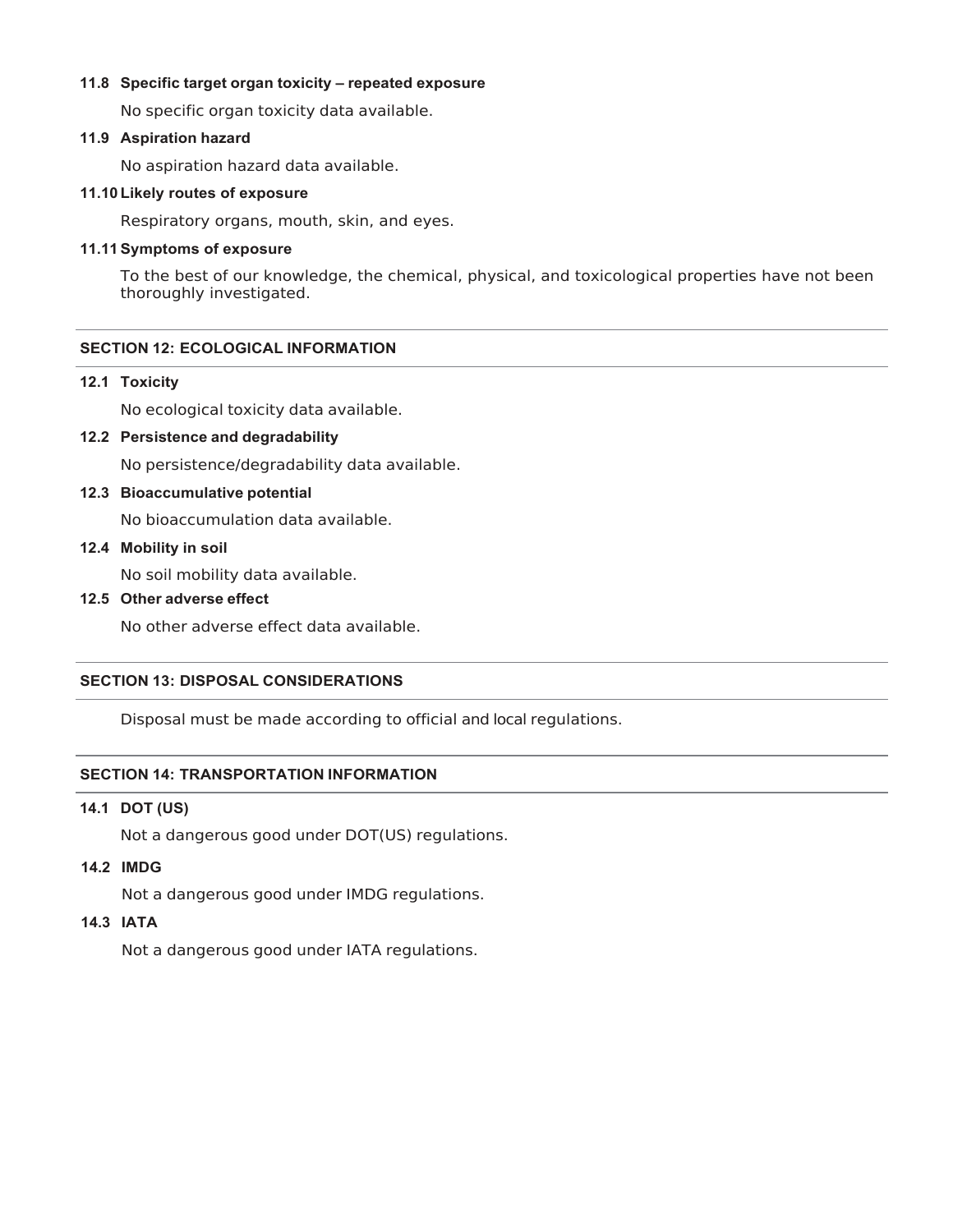### 11.8 Specific target organ toxicity – repeated exposure

No specific organ toxicity data available.

### 11.9 Aspiration hazard

No aspiration hazard data available.

### 11.10 Likely routes of exposure

Respiratory organs, mouth, skin, and eyes.

### 11.11 Symptoms of exposure

To the best of our knowledge, the chemical, physical, and toxicological properties have not been thoroughly investigated.

## SECTION 12: ECOLOGICAL INFORMATION

### 12.1 Toxicity

No ecological toxicity data available.

### 12.2 Persistence and degradability

No persistence/degradability data available.

### 12.3 Bioaccumulative potential

No bioaccumulation data available.

### 12.4 Mobility in soil

No soil mobility data available.

### 12.5 Other adverse effect

No other adverse effect data available.

## SECTION 13: DISPOSAL CONSIDERATIONS

Disposal must be made according to official and local regulations.

## SECTION 14: TRANSPORTATION INFORMATION

### 14.1 DOT (US)

Not a dangerous good under DOT(US) regulations.

### 14.2 IMDG

Not a dangerous good under IMDG regulations.

### 14.3 IATA

Not a dangerous good under IATA regulations.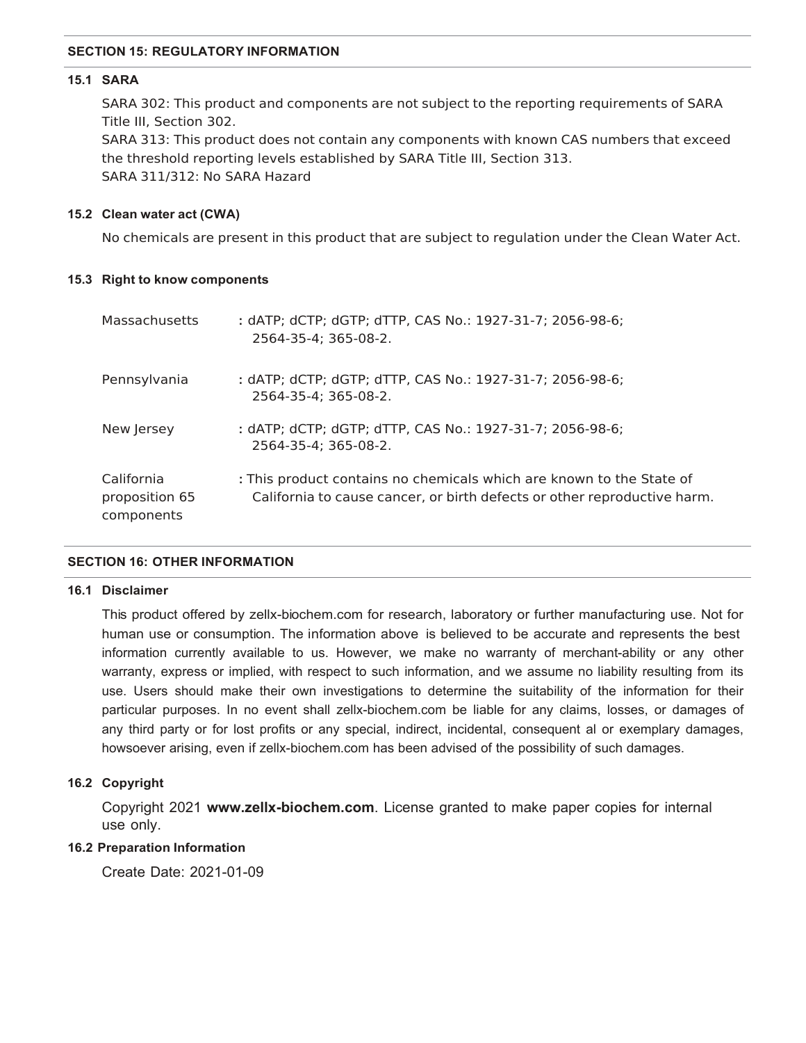## SECTION 15: REGULATORY INFORMATION

### 15.1 SARA

SARA 302: This product and components are not subject to the reporting requirements of SARA Title III, Section 302.
SARA 313: This product does not contain any components with known CAS numbers that exceed the threshold reporting levels established by SARA Title III, Section 313.
SARA 311/312: No SARA Hazard

### 15.2 Clean water act (CWA)

No chemicals are present in this product that are subject to regulation under the Clean Water Act.

### 15.3 Right to know components

| | |
|---|---|
| Massachusetts | : dATP; dCTP; dGTP; dTTP, CAS No.: 1927-31-7; 2056-98-6; 2564-35-4; 365-08-2. |
| Pennsylvania | : dATP; dCTP; dGTP; dTTP, CAS No.: 1927-31-7; 2056-98-6; 2564-35-4; 365-08-2. |
| New Jersey | : dATP; dCTP; dGTP; dTTP, CAS No.: 1927-31-7; 2056-98-6; 2564-35-4; 365-08-2. |
| California proposition 65 components | : This product contains no chemicals which are known to the State of California to cause cancer, or birth defects or other reproductive harm. |

## SECTION 16: OTHER INFORMATION

### 16.1 Disclaimer

This product offered by zellx-biochem.com for research, laboratory or further manufacturing use. Not for human use or consumption. The information above is believed to be accurate and represents the best information currently available to us. However, we make no warranty of merchant-ability or any other warranty, express or implied, with respect to such information, and we assume no liability resulting from its use. Users should make their own investigations to determine the suitability of the information for their particular purposes. In no event shall zellx-biochem.com be liable for any claims, losses, or damages of any third party or for lost profits or any special, indirect, incidental, consequent al or exemplary damages, howsoever arising, even if zellx-biochem.com has been advised of the possibility of such damages.

### 16.2 Copyright

Copyright 2021 **www.zellx-biochem.com**. License granted to make paper copies for internal use only.

### 16.2 Preparation Information

Create Date: 2021-01-09